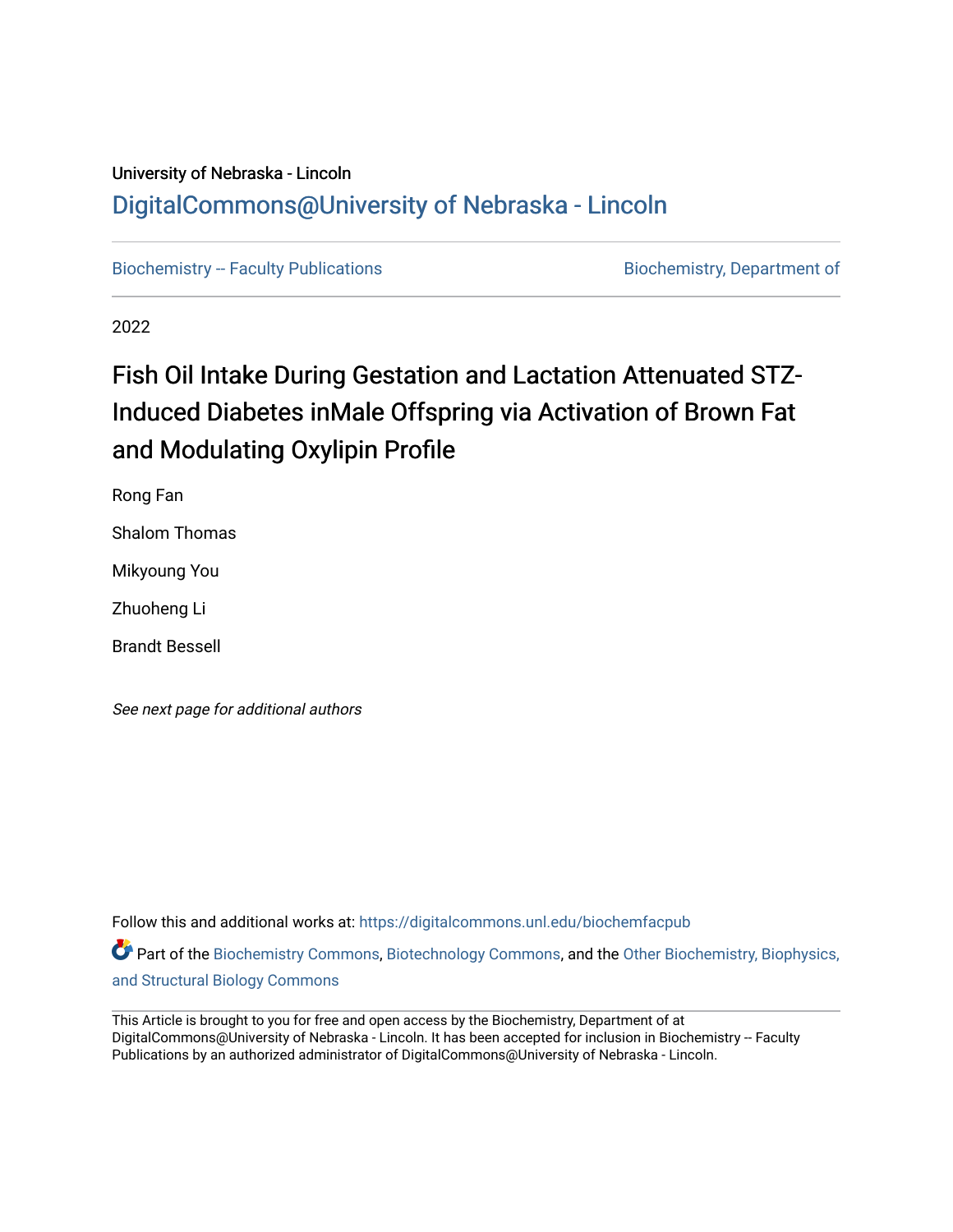University of Nebraska - Lincoln

## DigitalCommons@University of Nebraska - Lincoln

Biochemistry -- Faculty Publications | Biochemistry, Department of

2022

# Fish Oil Intake During Gestation and Lactation Attenuated STZ-Induced Diabetes inMale Offspring via Activation of Brown Fat and Modulating Oxylipin Profile

Rong Fan

Shalom Thomas

Mikyoung You

Zhuoheng Li

Brandt Bessell

*See next page for additional authors*

Follow this and additional works at: https://digitalcommons.unl.edu/biochemfacpub

Part of the Biochemistry Commons, Biotechnology Commons, and the Other Biochemistry, Biophysics, and Structural Biology Commons

This Article is brought to you for free and open access by the Biochemistry, Department of at DigitalCommons@University of Nebraska - Lincoln. It has been accepted for inclusion in Biochemistry -- Faculty Publications by an authorized administrator of DigitalCommons@University of Nebraska - Lincoln.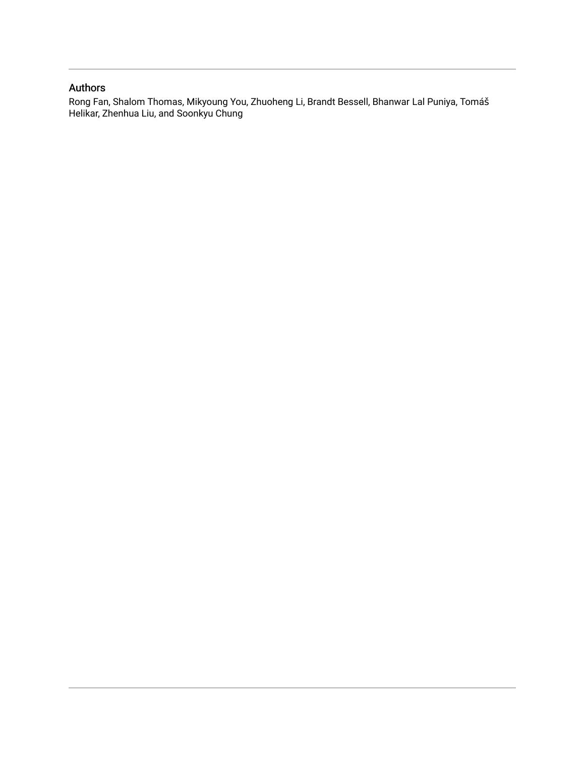## Authors

Rong Fan, Shalom Thomas, Mikyoung You, Zhuoheng Li, Brandt Bessell, Bhanwar Lal Puniya, Tomáš Helikar, Zhenhua Liu, and Soonkyu Chung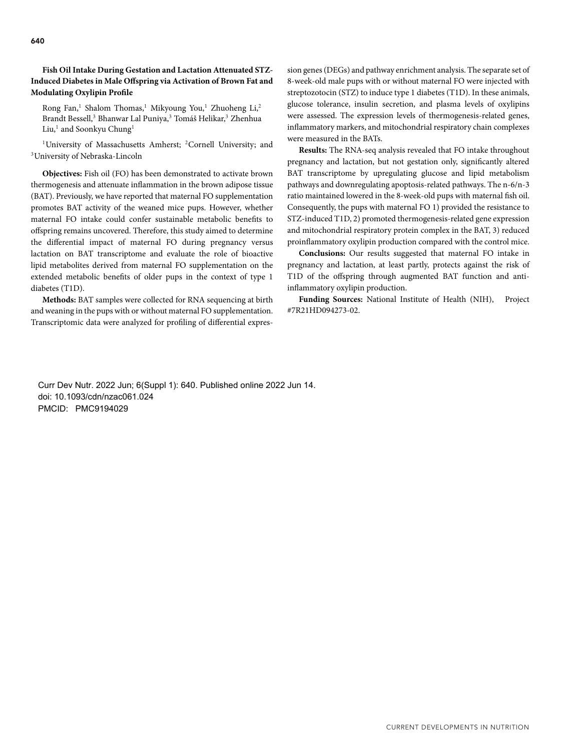**Fish Oil Intake During Gestation and Lactation Attenuated STZ-Induced Diabetes in Male Offspring via Activation of Brown Fat and Modulating Oxylipin Profile**

Rong Fan,[1] Shalom Thomas,[1] Mikyoung You,[1] Zhuoheng Li,[2] Brandt Bessell,[3] Bhanwar Lal Puniya,[3] Tomáš Helikar,[3] Zhenhua Liu,[1] and Soonkyu Chung[1]

[1]University of Massachusetts Amherst; [2]Cornell University; and [3]University of Nebraska-Lincoln

**Objectives:** Fish oil (FO) has been demonstrated to activate brown thermogenesis and attenuate inflammation in the brown adipose tissue (BAT). Previously, we have reported that maternal FO supplementation promotes BAT activity of the weaned mice pups. However, whether maternal FO intake could confer sustainable metabolic benefits to offspring remains uncovered. Therefore, this study aimed to determine the differential impact of maternal FO during pregnancy versus lactation on BAT transcriptome and evaluate the role of bioactive lipid metabolites derived from maternal FO supplementation on the extended metabolic benefits of older pups in the context of type 1 diabetes (T1D).

**Methods:** BAT samples were collected for RNA sequencing at birth and weaning in the pups with or without maternal FO supplementation. Transcriptomic data were analyzed for profiling of differential expression genes (DEGs) and pathway enrichment analysis. The separate set of 8-week-old male pups with or without maternal FO were injected with streptozotocin (STZ) to induce type 1 diabetes (T1D). In these animals, glucose tolerance, insulin secretion, and plasma levels of oxylipins were assessed. The expression levels of thermogenesis-related genes, inflammatory markers, and mitochondrial respiratory chain complexes were measured in the BATs.

**Results:** The RNA-seq analysis revealed that FO intake throughout pregnancy and lactation, but not gestation only, significantly altered BAT transcriptome by upregulating glucose and lipid metabolism pathways and downregulating apoptosis-related pathways. The n-6/n-3 ratio maintained lowered in the 8-week-old pups with maternal fish oil. Consequently, the pups with maternal FO 1) provided the resistance to STZ-induced T1D, 2) promoted thermogenesis-related gene expression and mitochondrial respiratory protein complex in the BAT, 3) reduced proinflammatory oxylipin production compared with the control mice.

**Conclusions:** Our results suggested that maternal FO intake in pregnancy and lactation, at least partly, protects against the risk of T1D of the offspring through augmented BAT function and anti-inflammatory oxylipin production.

**Funding Sources:** National Institute of Health (NIH), Project #7R21HD094273-02.

Curr Dev Nutr. 2022 Jun; 6(Suppl 1): 640. Published online 2022 Jun 14.
doi: 10.1093/cdn/nzac061.024
PMCID: PMC9194029